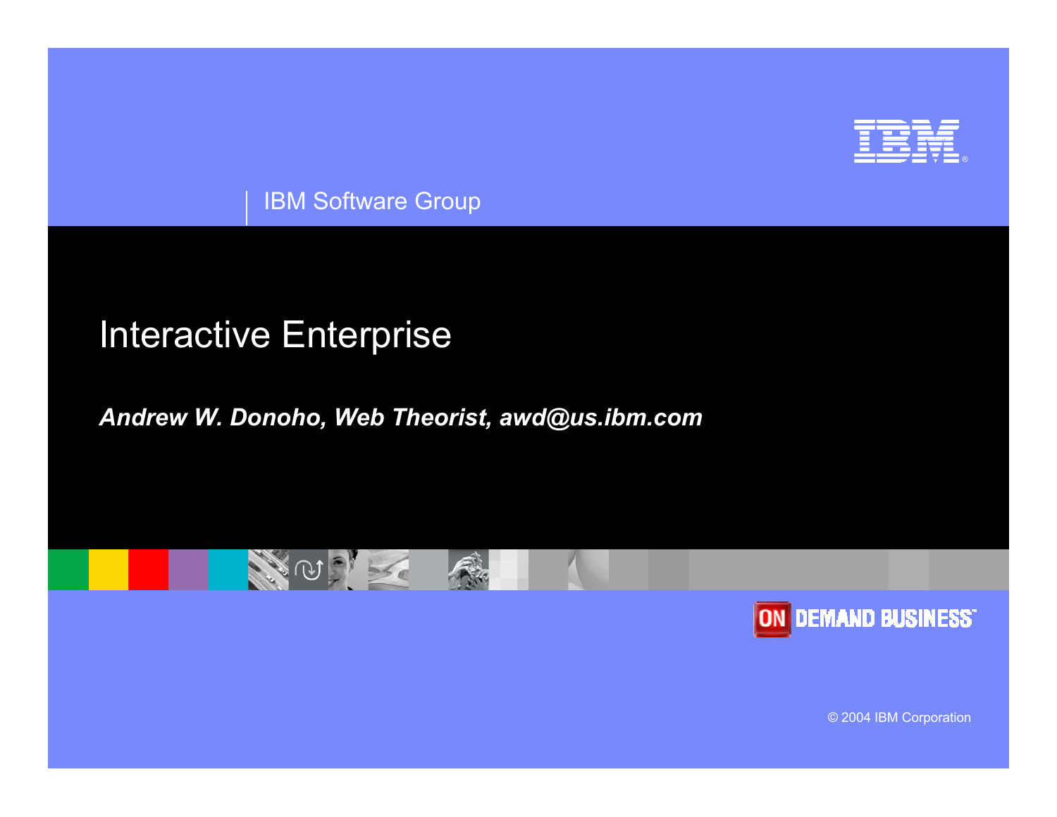IBM Software Group

# Interactive Enterprise

***Andrew W. Donoho, Web Theorist, awd@us.ibm.com***

ON DEMAND BUSINESS

© 2004 IBM Corporation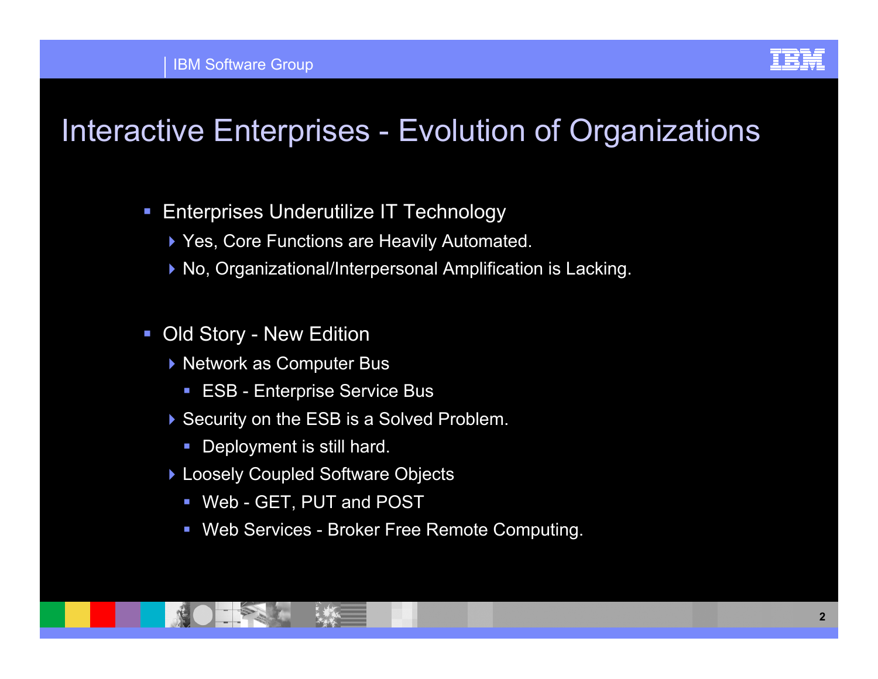# Interactive Enterprises - Evolution of Organizations

- Enterprises Underutilize IT Technology
  - Yes, Core Functions are Heavily Automated.
  - No, Organizational/Interpersonal Amplification is Lacking.

- Old Story - New Edition
  - Network as Computer Bus
    - ESB - Enterprise Service Bus
  - Security on the ESB is a Solved Problem.
    - Deployment is still hard.
  - Loosely Coupled Software Objects
    - Web - GET, PUT and POST
    - Web Services - Broker Free Remote Computing.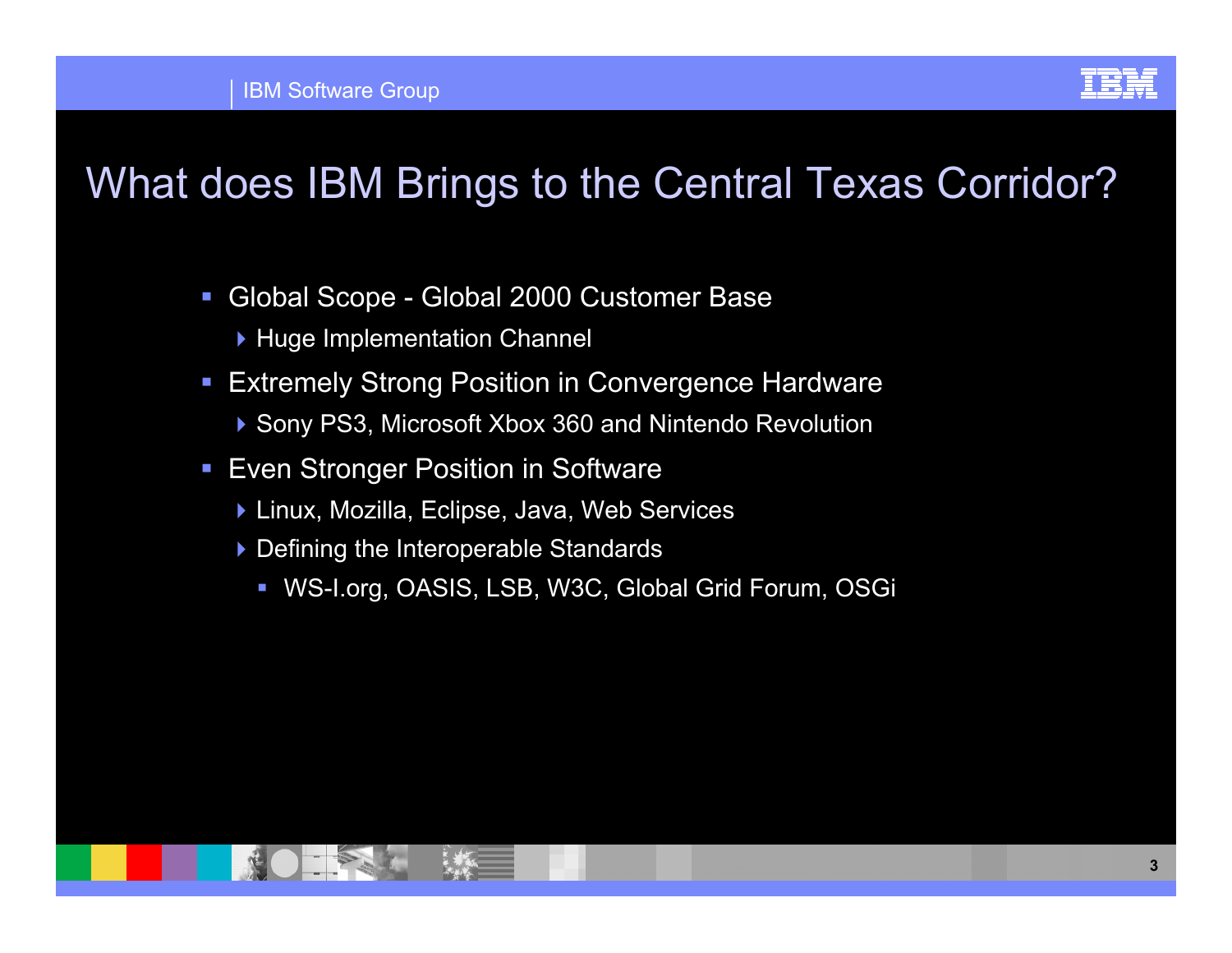# What does IBM Brings to the Central Texas Corridor?

- Global Scope - Global 2000 Customer Base
  - Huge Implementation Channel
- Extremely Strong Position in Convergence Hardware
  - Sony PS3, Microsoft Xbox 360 and Nintendo Revolution
- Even Stronger Position in Software
  - Linux, Mozilla, Eclipse, Java, Web Services
  - Defining the Interoperable Standards
    - WS-I.org, OASIS, LSB, W3C, Global Grid Forum, OSGi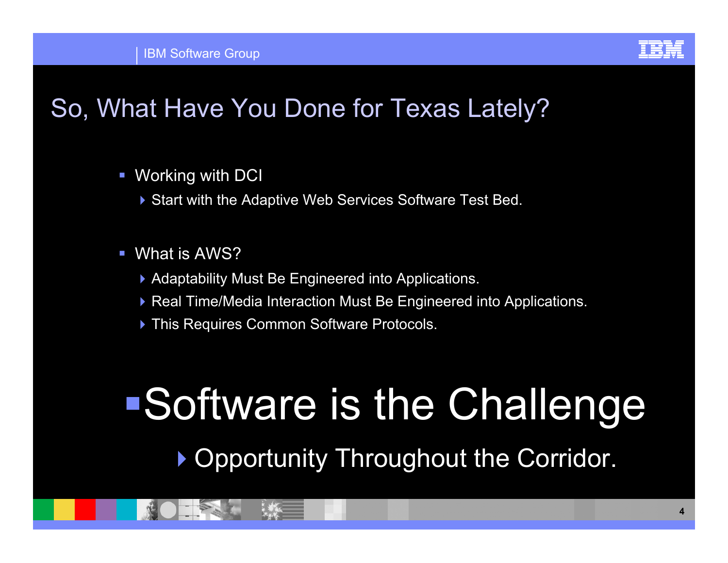# So, What Have You Done for Texas Lately?

- Working with DCI
  - Start with the Adaptive Web Services Software Test Bed.

- What is AWS?
  - Adaptability Must Be Engineered into Applications.
  - Real Time/Media Interaction Must Be Engineered into Applications.
  - This Requires Common Software Protocols.

- **Software is the Challenge**
  - Opportunity Throughout the Corridor.